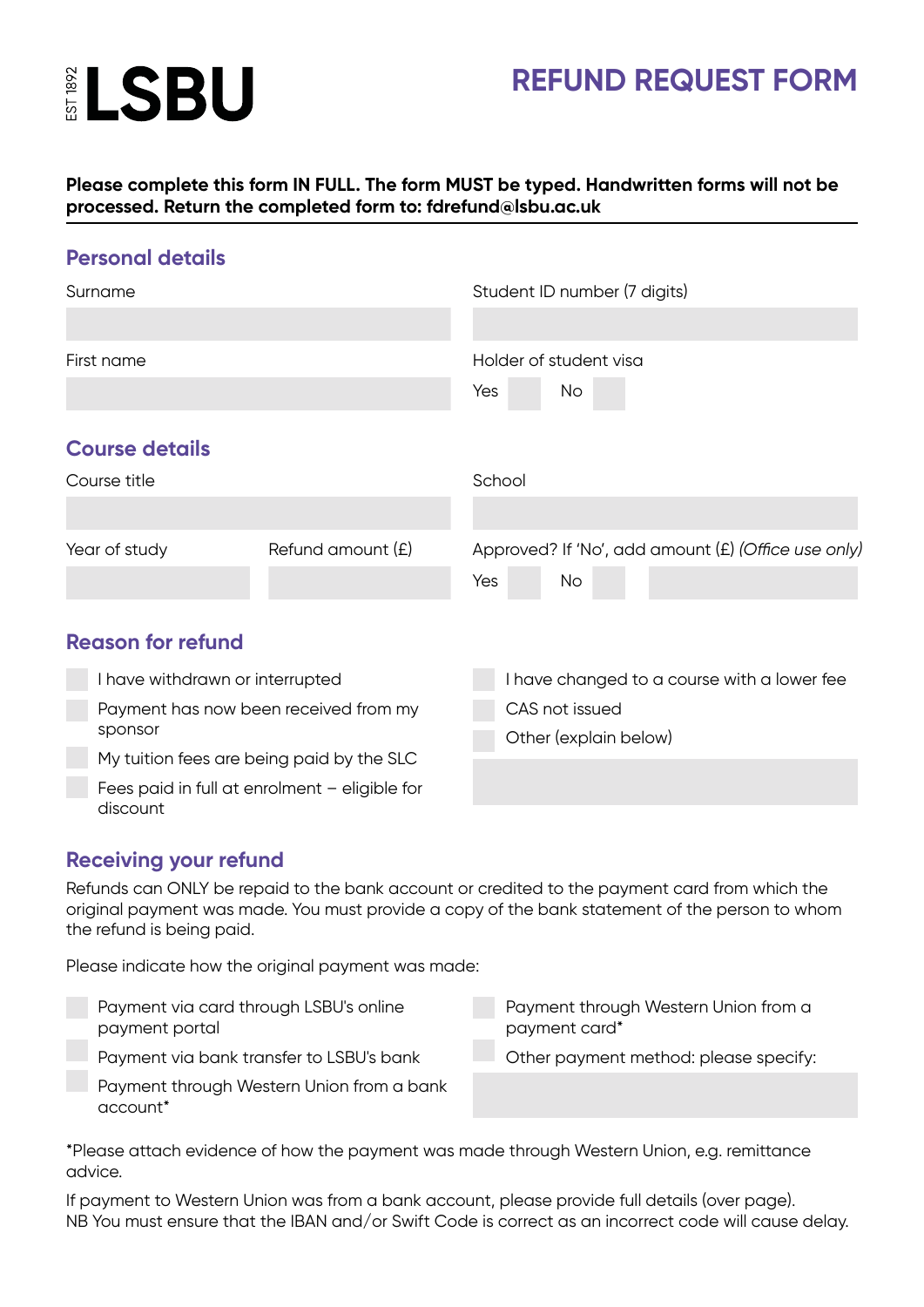LSBU EST 1892

# REFUND REQUEST FORM

**Please complete this form IN FULL. The form MUST be typed. Handwritten forms will not be processed. Return the completed form to: fdrefund@lsbu.ac.uk**

## Personal details

Surname

Student ID number (7 digits)

First name

Holder of student visa

Yes ☐ No ☐

## Course details

Course title

School

Year of study

Refund amount (£)

Approved? If 'No', add amount (£) *(Office use only)*

Yes ☐ No ☐

## Reason for refund

- ☐ I have withdrawn or interrupted
- ☐ Payment has now been received from my sponsor
- ☐ My tuition fees are being paid by the SLC
- ☐ Fees paid in full at enrolment – eligible for discount
- ☐ I have changed to a course with a lower fee
- ☐ CAS not issued
- ☐ Other (explain below)

## Receiving your refund

Refunds can ONLY be repaid to the bank account or credited to the payment card from which the original payment was made. You must provide a copy of the bank statement of the person to whom the refund is being paid.

Please indicate how the original payment was made:

- ☐ Payment via card through LSBU's online payment portal
- ☐ Payment via bank transfer to LSBU's bank
- ☐ Payment through Western Union from a bank account*
- ☐ Payment through Western Union from a payment card*
- ☐ Other payment method: please specify:

*Please attach evidence of how the payment was made through Western Union, e.g. remittance advice.

If payment to Western Union was from a bank account, please provide full details (over page).
NB You must ensure that the IBAN and/or Swift Code is correct as an incorrect code will cause delay.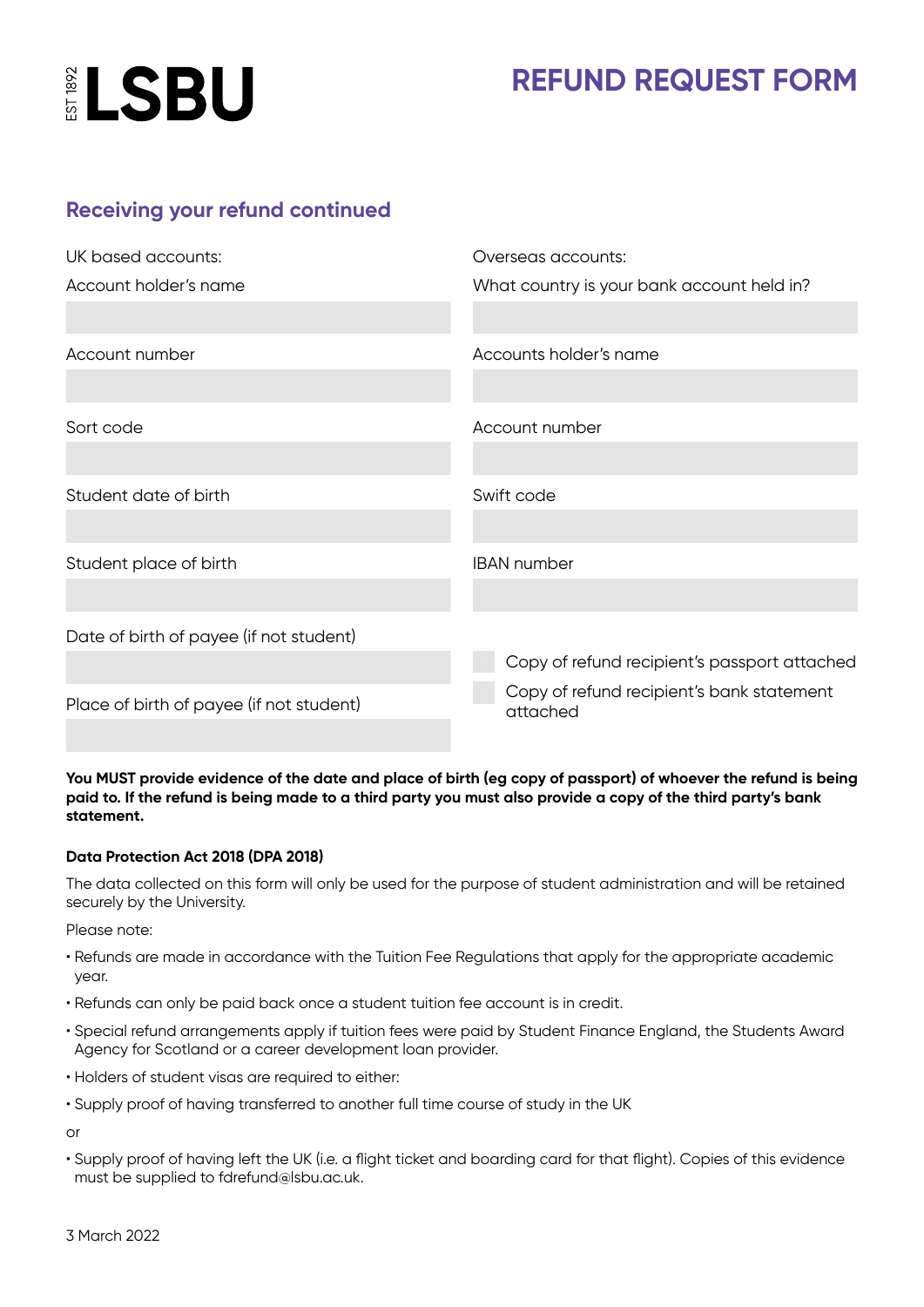# REFUND REQUEST FORM

## Receiving your refund continued

UK based accounts:

Account holder's name

Account number

Sort code

Student date of birth

Student place of birth

Date of birth of payee (if not student)

Place of birth of payee (if not student)

Overseas accounts:

What country is your bank account held in?

Accounts holder's name

Account number

Swift code

IBAN number

☐ Copy of refund recipient's passport attached

☐ Copy of refund recipient's bank statement attached

**You MUST provide evidence of the date and place of birth (eg copy of passport) of whoever the refund is being paid to. If the refund is being made to a third party you must also provide a copy of the third party's bank statement.**

**Data Protection Act 2018 (DPA 2018)**

The data collected on this form will only be used for the purpose of student administration and will be retained securely by the University.

Please note:

- Refunds are made in accordance with the Tuition Fee Regulations that apply for the appropriate academic year.
- Refunds can only be paid back once a student tuition fee account is in credit.
- Special refund arrangements apply if tuition fees were paid by Student Finance England, the Students Award Agency for Scotland or a career development loan provider.
- Holders of student visas are required to either:
- Supply proof of having transferred to another full time course of study in the UK

or

- Supply proof of having left the UK (i.e. a flight ticket and boarding card for that flight). Copies of this evidence must be supplied to fdrefund@lsbu.ac.uk.

3 March 2022